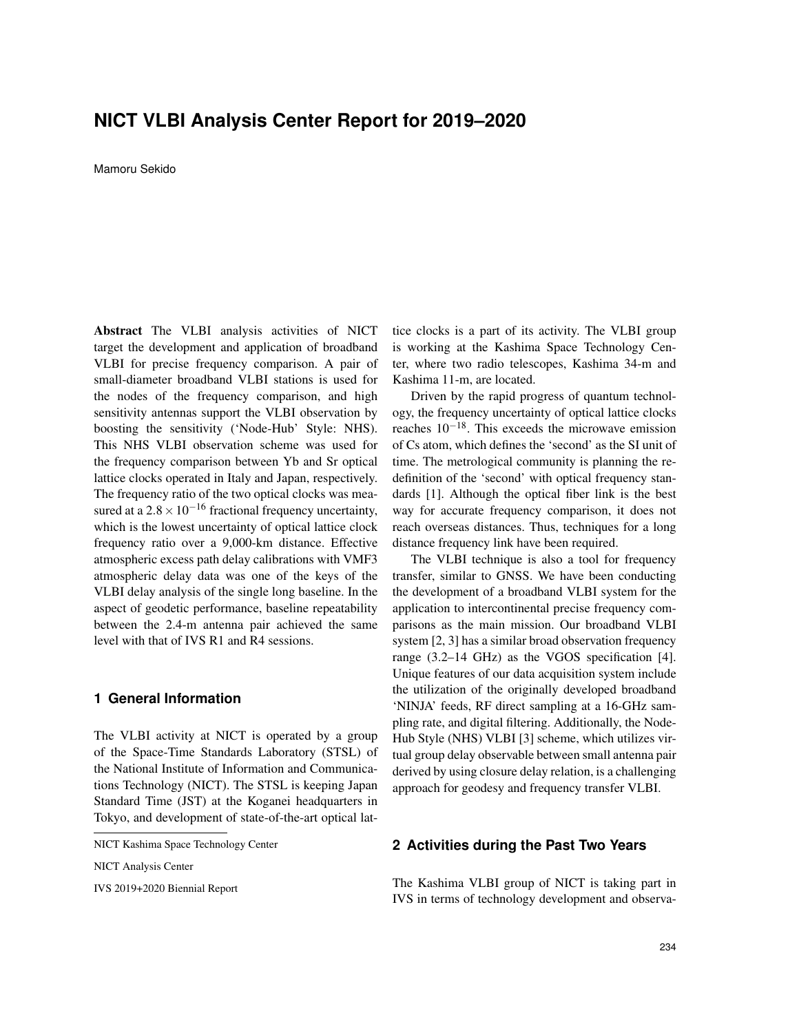# NICT VLBI Analysis Center Report for 2019–2020

Mamoru Sekido

**Abstract** The VLBI analysis activities of NICT target the development and application of broadband VLBI for precise frequency comparison. A pair of small-diameter broadband VLBI stations is used for the nodes of the frequency comparison, and high sensitivity antennas support the VLBI observation by boosting the sensitivity ('Node-Hub' Style: NHS). This NHS VLBI observation scheme was used for the frequency comparison between Yb and Sr optical lattice clocks operated in Italy and Japan, respectively. The frequency ratio of the two optical clocks was measured at a $2.8 \times 10^{-16}$ fractional frequency uncertainty, which is the lowest uncertainty of optical lattice clock frequency ratio over a 9,000-km distance. Effective atmospheric excess path delay calibrations with VMF3 atmospheric delay data was one of the keys of the VLBI delay analysis of the single long baseline. In the aspect of geodetic performance, baseline repeatability between the 2.4-m antenna pair achieved the same level with that of IVS R1 and R4 sessions.

## 1 General Information

The VLBI activity at NICT is operated by a group of the Space-Time Standards Laboratory (STSL) of the National Institute of Information and Communications Technology (NICT). The STSL is keeping Japan Standard Time (JST) at the Koganei headquarters in Tokyo, and development of state-of-the-art optical lattice clocks is a part of its activity. The VLBI group is working at the Kashima Space Technology Center, where two radio telescopes, Kashima 34-m and Kashima 11-m, are located.

Driven by the rapid progress of quantum technology, the frequency uncertainty of optical lattice clocks reaches $10^{-18}$. This exceeds the microwave emission of Cs atom, which defines the 'second' as the SI unit of time. The metrological community is planning the redefinition of the 'second' with optical frequency standards [1]. Although the optical fiber link is the best way for accurate frequency comparison, it does not reach overseas distances. Thus, techniques for a long distance frequency link have been required.

The VLBI technique is also a tool for frequency transfer, similar to GNSS. We have been conducting the development of a broadband VLBI system for the application to intercontinental precise frequency comparisons as the main mission. Our broadband VLBI system [2, 3] has a similar broad observation frequency range (3.2–14 GHz) as the VGOS specification [4]. Unique features of our data acquisition system include the utilization of the originally developed broadband 'NINJA' feeds, RF direct sampling at a 16-GHz sampling rate, and digital filtering. Additionally, the Node-Hub Style (NHS) VLBI [3] scheme, which utilizes virtual group delay observable between small antenna pair derived by using closure delay relation, is a challenging approach for geodesy and frequency transfer VLBI.

NICT Kashima Space Technology Center

NICT Analysis Center

IVS 2019+2020 Biennial Report

## 2 Activities during the Past Two Years

The Kashima VLBI group of NICT is taking part in IVS in terms of technology development and observa-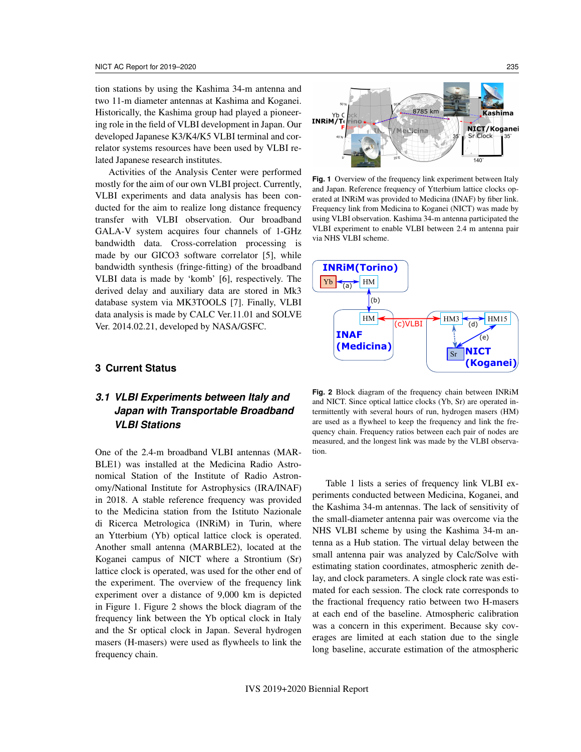tion stations by using the Kashima 34-m antenna and two 11-m diameter antennas at Kashima and Koganei. Historically, the Kashima group had played a pioneering role in the field of VLBI development in Japan. Our developed Japanese K3/K4/K5 VLBI terminal and correlator systems resources have been used by VLBI related Japanese research institutes.

Activities of the Analysis Center were performed mostly for the aim of our own VLBI project. Currently, VLBI experiments and data analysis has been conducted for the aim to realize long distance frequency transfer with VLBI observation. Our broadband GALA-V system acquires four channels of 1-GHz bandwidth data. Cross-correlation processing is made by our GICO3 software correlator [5], while bandwidth synthesis (fringe-fitting) of the broadband VLBI data is made by 'komb' [6], respectively. The derived delay and auxiliary data are stored in Mk3 database system via MK3TOOLS [7]. Finally, VLBI data analysis is made by CALC Ver.11.01 and SOLVE Ver. 2014.02.21, developed by NASA/GSFC.

## 3 Current Status

### 3.1 VLBI Experiments between Italy and Japan with Transportable Broadband VLBI Stations

One of the 2.4-m broadband VLBI antennas (MARBLE1) was installed at the Medicina Radio Astronomical Station of the Institute of Radio Astronomy/National Institute for Astrophysics (IRA/INAF) in 2018. A stable reference frequency was provided to the Medicina station from the Istituto Nazionale di Ricerca Metrologica (INRiM) in Turin, where an Ytterbium (Yb) optical lattice clock is operated. Another small antenna (MARBLE2), located at the Koganei campus of NICT where a Strontium (Sr) lattice clock is operated, was used for the other end of the experiment. The overview of the frequency link experiment over a distance of 9,000 km is depicted in Figure 1. Figure 2 shows the block diagram of the frequency link between the Yb optical clock in Italy and the Sr optical clock in Japan. Several hydrogen masers (H-masers) were used as flywheels to link the frequency chain.

Yb Clock
INRiM/Torino
8785 km
Kashima
INAF/Medicina
NICT/Koganei
Sr Clock

**Fig. 1** Overview of the frequency link experiment between Italy and Japan. Reference frequency of Ytterbium lattice clocks operated at INRiM was provided to Medicina (INAF) by fiber link. Frequency link from Medicina to Koganei (NICT) was made by using VLBI observation. Kashima 34-m antenna participated the VLBI experiment to enable VLBI between 2.4 m antenna pair via NHS VLBI scheme.

INRiM(Torino)
Yb (a) HM
(b)
HM (c)VLBI HM3 (d) HM15
INAF (Medicina)
(e)
Sr NICT (Koganei)

**Fig. 2** Block diagram of the frequency chain between INRiM and NICT. Since optical lattice clocks (Yb, Sr) are operated intermittently with several hours of run, hydrogen masers (HM) are used as a flywheel to keep the frequency and link the frequency chain. Frequency ratios between each pair of nodes are measured, and the longest link was made by the VLBI observation.

Table 1 lists a series of frequency link VLBI experiments conducted between Medicina, Koganei, and the Kashima 34-m antennas. The lack of sensitivity of the small-diameter antenna pair was overcome via the NHS VLBI scheme by using the Kashima 34-m antenna as a Hub station. The virtual delay between the small antenna pair was analyzed by Calc/Solve with estimating station coordinates, atmospheric zenith delay, and clock parameters. A single clock rate was estimated for each session. The clock rate corresponds to the fractional frequency ratio between two H-masers at each end of the baseline. Atmospheric calibration was a concern in this experiment. Because sky coverages are limited at each station due to the single long baseline, accurate estimation of the atmospheric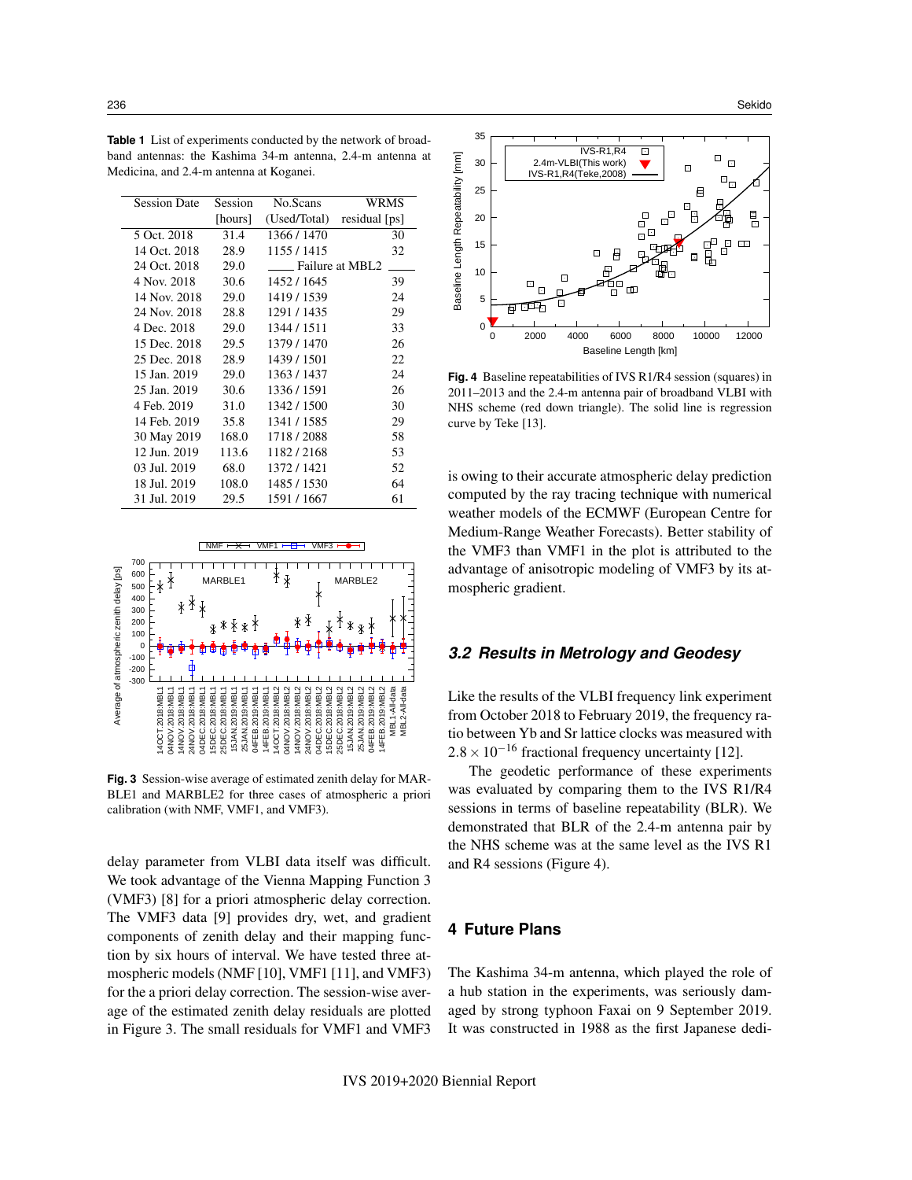**Table 1** List of experiments conducted by the network of broadband antennas: the Kashima 34-m antenna, 2.4-m antenna at Medicina, and 2.4-m antenna at Koganei.

| Session Date | Session [hours] | No.Scans (Used/Total) | WRMS residual [ps] |
|---|---|---|---|
| 5 Oct. 2018 | 31.4 | 1366 / 1470 | 30 |
| 14 Oct. 2018 | 28.9 | 1155 / 1415 | 32 |
| 24 Oct. 2018 | 29.0 | Failure at MBL2 | |
| 4 Nov. 2018 | 30.6 | 1452 / 1645 | 39 |
| 14 Nov. 2018 | 29.0 | 1419 / 1539 | 24 |
| 24 Nov. 2018 | 28.8 | 1291 / 1435 | 29 |
| 4 Dec. 2018 | 29.0 | 1344 / 1511 | 33 |
| 15 Dec. 2018 | 29.5 | 1379 / 1470 | 26 |
| 25 Dec. 2018 | 28.9 | 1439 / 1501 | 22 |
| 15 Jan. 2019 | 29.0 | 1363 / 1437 | 24 |
| 25 Jan. 2019 | 30.6 | 1336 / 1591 | 26 |
| 4 Feb. 2019 | 31.0 | 1342 / 1500 | 30 |
| 14 Feb. 2019 | 35.8 | 1341 / 1585 | 29 |
| 30 May 2019 | 168.0 | 1718 / 2088 | 58 |
| 12 Jun. 2019 | 113.6 | 1182 / 2168 | 53 |
| 03 Jul. 2019 | 68.0 | 1372 / 1421 | 52 |
| 18 Jul. 2019 | 108.0 | 1485 / 1530 | 64 |
| 31 Jul. 2019 | 29.5 | 1591 / 1667 | 61 |

NMF VMF1 VMF3

MARBLE1 MARBLE2

Average of atmospheric zenith delay [ps]

14OCT.2018:MBL1
04NOV.2018:MBL1
14NOV.2018:MBL1
24NOV.2018:MBL1
04DEC.2018:MBL1
15DEC.2018:MBL1
25DEC.2018:MBL1
15JAN.2019:MBL1
25JAN.2019:MBL1
04FEB.2019:MBL1
14FEB.2019:MBL1
14OCT.2018:MBL2
04NOV.2018:MBL2
14NOV.2018:MBL2
24NOV.2018:MBL2
04DEC.2018:MBL2
15DEC.2018:MBL2
25DEC.2018:MBL2
15JAN.2019:MBL2
25JAN.2019:MBL2
04FEB.2019:MBL2
14FEB.2019:MBL2
MBL1-All-data
MBL2-All-data

**Fig. 3** Session-wise average of estimated zenith delay for MARBLE1 and MARBLE2 for three cases of atmospheric a priori calibration (with NMF, VMF1, and VMF3).

delay parameter from VLBI data itself was difficult. We took advantage of the Vienna Mapping Function 3 (VMF3) [8] for a priori atmospheric delay correction. The VMF3 data [9] provides dry, wet, and gradient components of zenith delay and their mapping function by six hours of interval. We have tested three atmospheric models (NMF [10], VMF1 [11], and VMF3) for the a priori delay correction. The session-wise average of the estimated zenith delay residuals are plotted in Figure 3. The small residuals for VMF1 and VMF3

IVS-R1,R4
2.4m-VLBI(This work)
IVS-R1,R4(Teke,2008)

Baseline Length Repeatability [mm]

Baseline Length [km]

**Fig. 4** Baseline repeatabilities of IVS R1/R4 session (squares) in 2011–2013 and the 2.4-m antenna pair of broadband VLBI with NHS scheme (red down triangle). The solid line is regression curve by Teke [13].

is owing to their accurate atmospheric delay prediction computed by the ray tracing technique with numerical weather models of the ECMWF (European Centre for Medium-Range Weather Forecasts). Better stability of the VMF3 than VMF1 in the plot is attributed to the advantage of anisotropic modeling of VMF3 by its atmospheric gradient.

### *3.2 Results in Metrology and Geodesy*

Like the results of the VLBI frequency link experiment from October 2018 to February 2019, the frequency ratio between Yb and Sr lattice clocks was measured with $2.8 \times 10^{-16}$ fractional frequency uncertainty [12].

The geodetic performance of these experiments was evaluated by comparing them to the IVS R1/R4 sessions in terms of baseline repeatability (BLR). We demonstrated that BLR of the 2.4-m antenna pair by the NHS scheme was at the same level as the IVS R1 and R4 sessions (Figure 4).

## 4 Future Plans

The Kashima 34-m antenna, which played the role of a hub station in the experiments, was seriously damaged by strong typhoon Faxai on 9 September 2019. It was constructed in 1988 as the first Japanese dedi-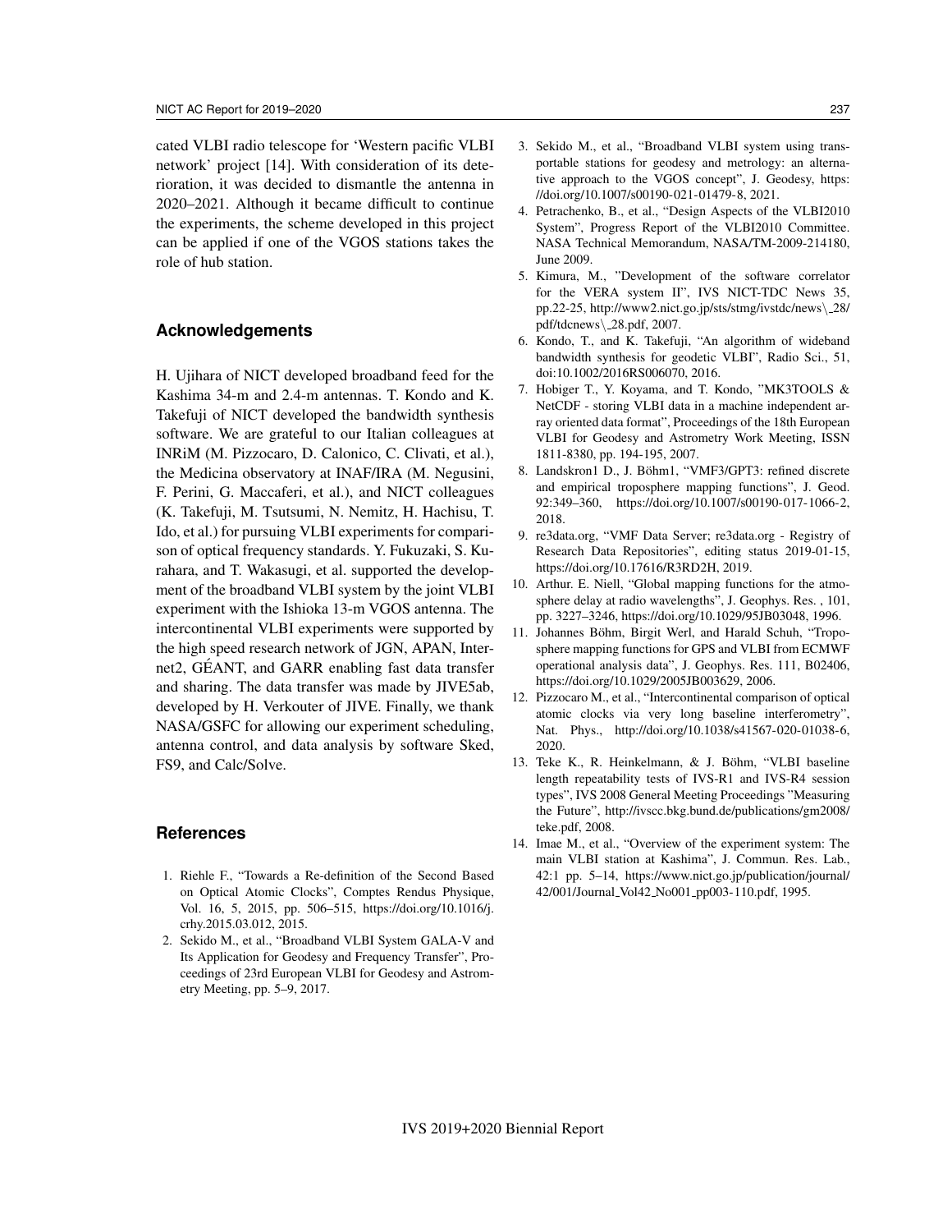cated VLBI radio telescope for 'Western pacific VLBI network' project [14]. With consideration of its deterioration, it was decided to dismantle the antenna in 2020–2021. Although it became difficult to continue the experiments, the scheme developed in this project can be applied if one of the VGOS stations takes the role of hub station.

## Acknowledgements

H. Ujihara of NICT developed broadband feed for the Kashima 34-m and 2.4-m antennas. T. Kondo and K. Takefuji of NICT developed the bandwidth synthesis software. We are grateful to our Italian colleagues at INRiM (M. Pizzocaro, D. Calonico, C. Clivati, et al.), the Medicina observatory at INAF/IRA (M. Negusini, F. Perini, G. Maccaferi, et al.), and NICT colleagues (K. Takefuji, M. Tsutsumi, N. Nemitz, H. Hachisu, T. Ido, et al.) for pursuing VLBI experiments for comparison of optical frequency standards. Y. Fukuzaki, S. Kurahara, and T. Wakasugi, et al. supported the development of the broadband VLBI system by the joint VLBI experiment with the Ishioka 13-m VGOS antenna. The intercontinental VLBI experiments were supported by the high speed research network of JGN, APAN, Internet2, GÉANT, and GARR enabling fast data transfer and sharing. The data transfer was made by JIVE5ab, developed by H. Verkouter of JIVE. Finally, we thank NASA/GSFC for allowing our experiment scheduling, antenna control, and data analysis by software Sked, FS9, and Calc/Solve.

## References

1. Riehle F., "Towards a Re-definition of the Second Based on Optical Atomic Clocks", Comptes Rendus Physique, Vol. 16, 5, 2015, pp. 506–515, https://doi.org/10.1016/j.crhy.2015.03.012, 2015.
2. Sekido M., et al., "Broadband VLBI System GALA-V and Its Application for Geodesy and Frequency Transfer", Proceedings of 23rd European VLBI for Geodesy and Astrometry Meeting, pp. 5–9, 2017.
3. Sekido M., et al., "Broadband VLBI system using transportable stations for geodesy and metrology: an alternative approach to the VGOS concept", J. Geodesy, https://doi.org/10.1007/s00190-021-01479-8, 2021.
4. Petrachenko, B., et al., "Design Aspects of the VLBI2010 System", Progress Report of the VLBI2010 Committee. NASA Technical Memorandum, NASA/TM-2009-214180, June 2009.
5. Kimura, M., "Development of the software correlator for the VERA system II", IVS NICT-TDC News 35, pp.22-25, http://www2.nict.go.jp/sts/stmg/ivstdc/news\_28/pdf/tdcnews\_28.pdf, 2007.
6. Kondo, T., and K. Takefuji, "An algorithm of wideband bandwidth synthesis for geodetic VLBI", Radio Sci., 51, doi:10.1002/2016RS006070, 2016.
7. Hobiger T., Y. Koyama, and T. Kondo, "MK3TOOLS & NetCDF - storing VLBI data in a machine independent array oriented data format", Proceedings of the 18th European VLBI for Geodesy and Astrometry Work Meeting, ISSN 1811-8380, pp. 194-195, 2007.
8. Landskron1 D., J. Böhm1, "VMF3/GPT3: refined discrete and empirical troposphere mapping functions", J. Geod. 92:349–360, https://doi.org/10.1007/s00190-017-1066-2, 2018.
9. re3data.org, "VMF Data Server; re3data.org - Registry of Research Data Repositories", editing status 2019-01-15, https://doi.org/10.17616/R3RD2H, 2019.
10. Arthur. E. Niell, "Global mapping functions for the atmosphere delay at radio wavelengths", J. Geophys. Res. , 101, pp. 3227–3246, https://doi.org/10.1029/95JB03048, 1996.
11. Johannes Böhm, Birgit Werl, and Harald Schuh, "Troposphere mapping functions for GPS and VLBI from ECMWF operational analysis data", J. Geophys. Res. 111, B02406, https://doi.org/10.1029/2005JB003629, 2006.
12. Pizzocaro M., et al., "Intercontinental comparison of optical atomic clocks via very long baseline interferometry", Nat. Phys., http://doi.org/10.1038/s41567-020-01038-6, 2020.
13. Teke K., R. Heinkelmann, & J. Böhm, "VLBI baseline length repeatability tests of IVS-R1 and IVS-R4 session types", IVS 2008 General Meeting Proceedings "Measuring the Future", http://ivscc.bkg.bund.de/publications/gm2008/teke.pdf, 2008.
14. Imae M., et al., "Overview of the experiment system: The main VLBI station at Kashima", J. Commun. Res. Lab., 42:1 pp. 5–14, https://www.nict.go.jp/publication/journal/42/001/Journal_Vol42_No001_pp003-110.pdf, 1995.